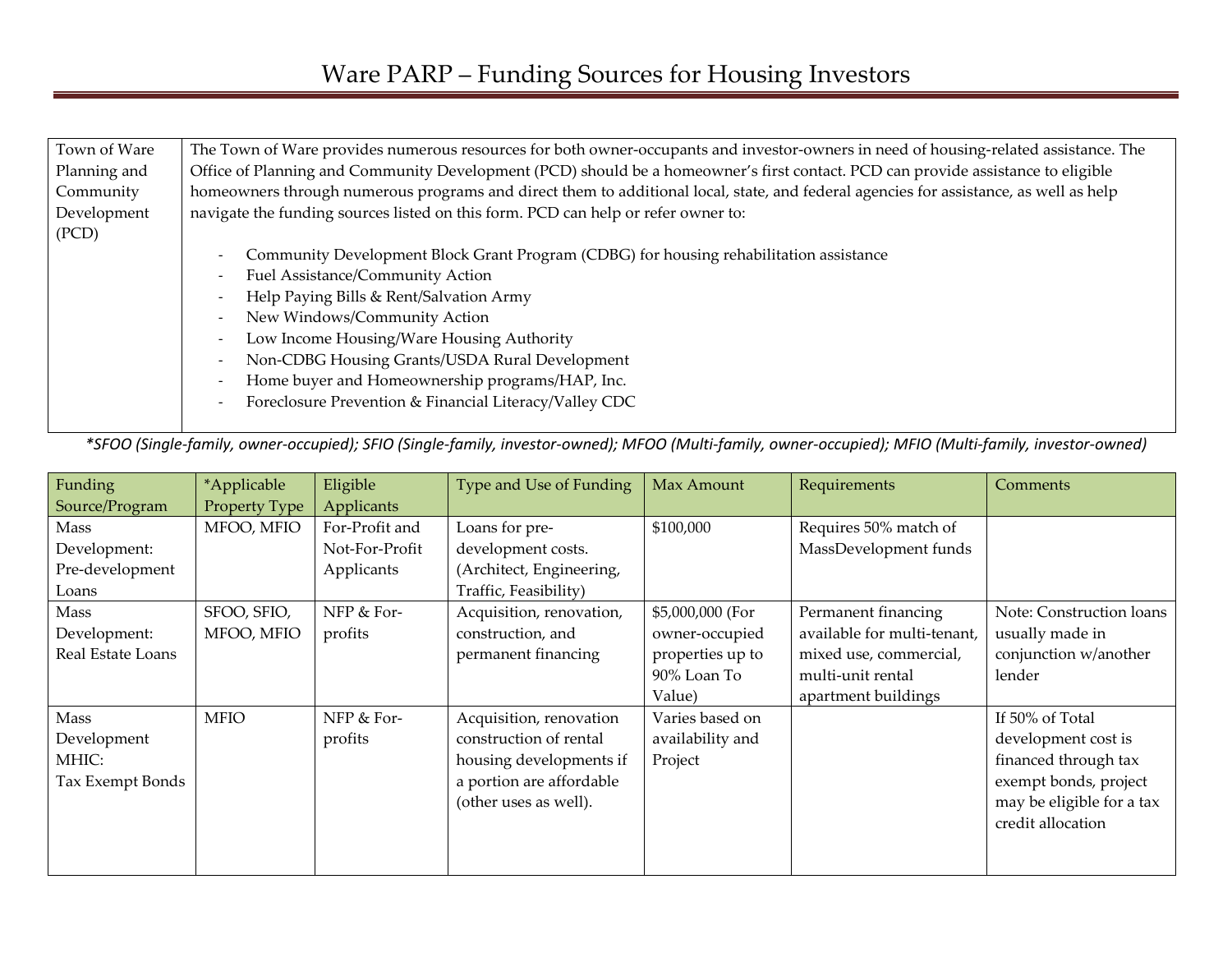# Ware PARP – Funding Sources for Housing Investors

| Town of Ware Planning and Community Development (PCD) | The Town of Ware provides numerous resources for both owner-occupants and investor-owners in need of housing-related assistance. The Office of Planning and Community Development (PCD) should be a homeowner's first contact. PCD can provide assistance to eligible homeowners through numerous programs and direct them to additional local, state, and federal agencies for assistance, as well as help navigate the funding sources listed on this form. PCD can help or refer owner to:<br><br>- Community Development Block Grant Program (CDBG) for housing rehabilitation assistance<br>- Fuel Assistance/Community Action<br>- Help Paying Bills & Rent/Salvation Army<br>- New Windows/Community Action<br>- Low Income Housing/Ware Housing Authority<br>- Non-CDBG Housing Grants/USDA Rural Development<br>- Home buyer and Homeownership programs/HAP, Inc.<br>- Foreclosure Prevention & Financial Literacy/Valley CDC |
|---|---|

*\*SFOO (Single-family, owner-occupied); SFIO (Single-family, investor-owned); MFOO (Multi-family, owner-occupied); MFIO (Multi-family, investor-owned)*

| Funding Source/Program | *Applicable Property Type | Eligible Applicants | Type and Use of Funding | Max Amount | Requirements | Comments |
|---|---|---|---|---|---|---|
| Mass Development: Pre-development Loans | MFOO, MFIO | For-Profit and Not-For-Profit Applicants | Loans for pre-development costs. (Architect, Engineering, Traffic, Feasibility) | $100,000 | Requires 50% match of MassDevelopment funds | |
| Mass Development: Real Estate Loans | SFOO, SFIO, MFOO, MFIO | NFP & For-profits | Acquisition, renovation, construction, and permanent financing | $5,000,000 (For owner-occupied properties up to 90% Loan To Value) | Permanent financing available for multi-tenant, mixed use, commercial, multi-unit rental apartment buildings | Note: Construction loans usually made in conjunction w/another lender |
| Mass Development MHIC: Tax Exempt Bonds | MFIO | NFP & For-profits | Acquisition, renovation construction of rental housing developments if a portion are affordable (other uses as well). | Varies based on availability and Project | | If 50% of Total development cost is financed through tax exempt bonds, project may be eligible for a tax credit allocation |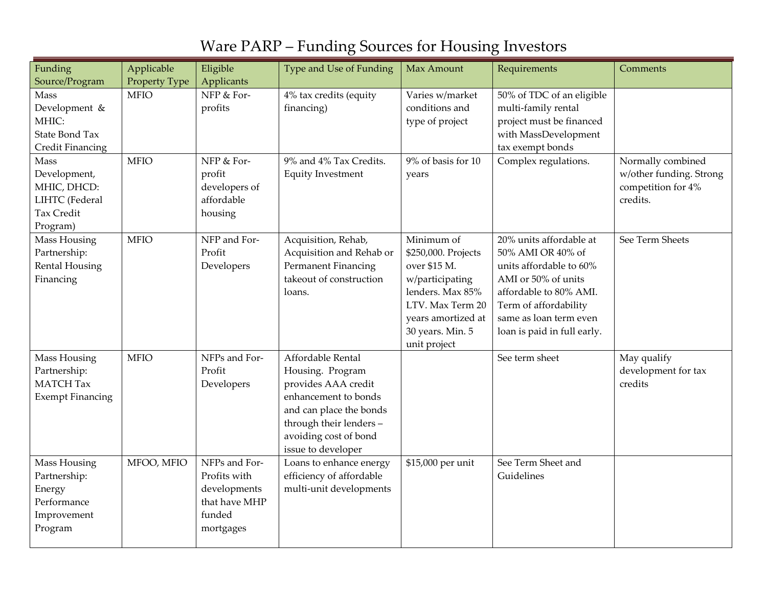# Ware PARP – Funding Sources for Housing Investors

| Funding Source/Program | Applicable Property Type | Eligible Applicants | Type and Use of Funding | Max Amount | Requirements | Comments |
|---|---|---|---|---|---|---|
| Mass Development & MHIC: State Bond Tax Credit Financing | MFIO | NFP & For-profits | 4% tax credits (equity financing) | Varies w/market conditions and type of project | 50% of TDC of an eligible multi-family rental project must be financed with MassDevelopment tax exempt bonds | |
| Mass Development, MHIC, DHCD: LIHTC (Federal Tax Credit Program) | MFIO | NFP & For-profit developers of affordable housing | 9% and 4% Tax Credits. Equity Investment | 9% of basis for 10 years | Complex regulations. | Normally combined w/other funding. Strong competition for 4% credits. |
| Mass Housing Partnership: Rental Housing Financing | MFIO | NFP and For-Profit Developers | Acquisition, Rehab, Acquisition and Rehab or Permanent Financing takeout of construction loans. | Minimum of $250,000. Projects over $15 M. w/participating lenders. Max 85% LTV. Max Term 20 years amortized at 30 years. Min. 5 unit project | 20% units affordable at 50% AMI OR 40% of units affordable to 60% AMI or 50% of units affordable to 80% AMI. Term of affordability same as loan term even loan is paid in full early. | See Term Sheets |
| Mass Housing Partnership: MATCH Tax Exempt Financing | MFIO | NFPs and For-Profit Developers | Affordable Rental Housing. Program provides AAA credit enhancement to bonds and can place the bonds through their lenders – avoiding cost of bond issue to developer | | See term sheet | May qualify development for tax credits |
| Mass Housing Partnership: Energy Performance Improvement Program | MFOO, MFIO | NFPs and For-Profits with developments that have MHP funded mortgages | Loans to enhance energy efficiency of affordable multi-unit developments | $15,000 per unit | See Term Sheet and Guidelines | |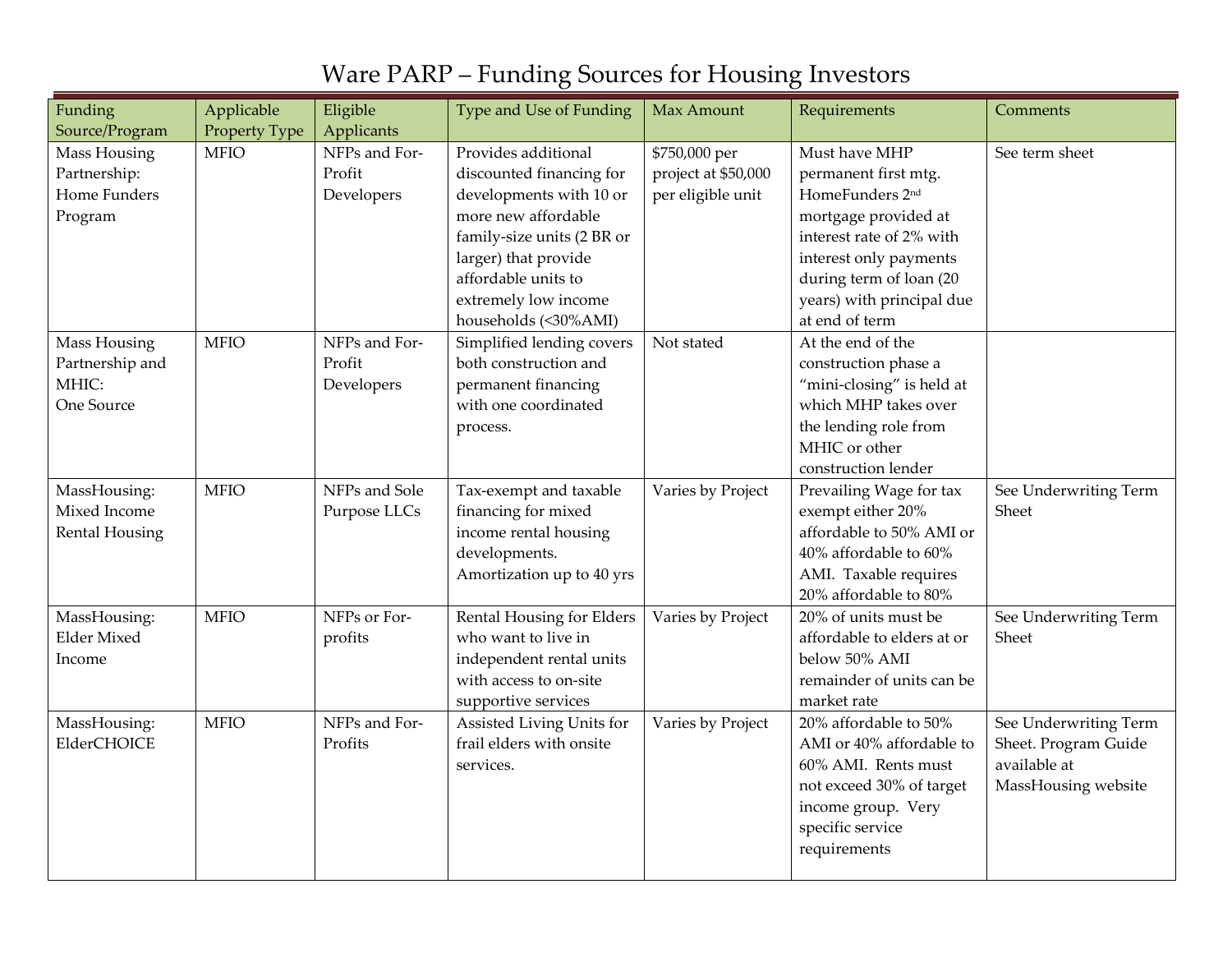# Ware PARP – Funding Sources for Housing Investors

| Funding Source/Program | Applicable Property Type | Eligible Applicants | Type and Use of Funding | Max Amount | Requirements | Comments |
|---|---|---|---|---|---|---|
| Mass Housing Partnership: Home Funders Program | MFIO | NFPs and For-Profit Developers | Provides additional discounted financing for developments with 10 or more new affordable family-size units (2 BR or larger) that provide affordable units to extremely low income households (<30%AMI) | $750,000 per project at $50,000 per eligible unit | Must have MHP permanent first mtg. HomeFunders 2nd mortgage provided at interest rate of 2% with interest only payments during term of loan (20 years) with principal due at end of term | See term sheet |
| Mass Housing Partnership and MHIC: One Source | MFIO | NFPs and For-Profit Developers | Simplified lending covers both construction and permanent financing with one coordinated process. | Not stated | At the end of the construction phase a "mini-closing" is held at which MHP takes over the lending role from MHIC or other construction lender | |
| MassHousing: Mixed Income Rental Housing | MFIO | NFPs and Sole Purpose LLCs | Tax-exempt and taxable financing for mixed income rental housing developments. Amortization up to 40 yrs | Varies by Project | Prevailing Wage for tax exempt either 20% affordable to 50% AMI or 40% affordable to 60% AMI. Taxable requires 20% affordable to 80% | See Underwriting Term Sheet |
| MassHousing: Elder Mixed Income | MFIO | NFPs or For-profits | Rental Housing for Elders who want to live in independent rental units with access to on-site supportive services | Varies by Project | 20% of units must be affordable to elders at or below 50% AMI remainder of units can be market rate | See Underwriting Term Sheet |
| MassHousing: ElderCHOICE | MFIO | NFPs and For-Profits | Assisted Living Units for frail elders with onsite services. | Varies by Project | 20% affordable to 50% AMI or 40% affordable to 60% AMI. Rents must not exceed 30% of target income group. Very specific service requirements | See Underwriting Term Sheet. Program Guide available at MassHousing website |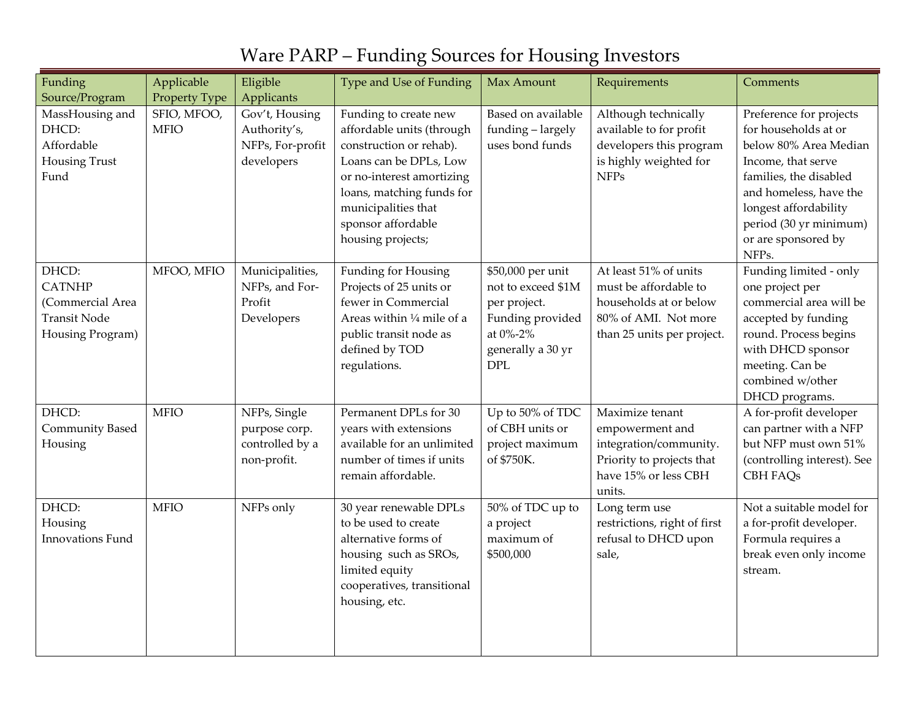# Ware PARP – Funding Sources for Housing Investors

| Funding Source/Program | Applicable Property Type | Eligible Applicants | Type and Use of Funding | Max Amount | Requirements | Comments |
|---|---|---|---|---|---|---|
| MassHousing and DHCD: Affordable Housing Trust Fund | SFIO, MFOO, MFIO | Gov't, Housing Authority's, NFPs, For-profit developers | Funding to create new affordable units (through construction or rehab). Loans can be DPLs, Low or no-interest amortizing loans, matching funds for municipalities that sponsor affordable housing projects; | Based on available funding – largely uses bond funds | Although technically available to for profit developers this program is highly weighted for NFPs | Preference for projects for households at or below 80% Area Median Income, that serve families, the disabled and homeless, have the longest affordability period (30 yr minimum) or are sponsored by NFPs. |
| DHCD: CATNHP (Commercial Area Transit Node Housing Program) | MFOO, MFIO | Municipalities, NFPs, and For-Profit Developers | Funding for Housing Projects of 25 units or fewer in Commercial Areas within ¼ mile of a public transit node as defined by TOD regulations. | $50,000 per unit not to exceed $1M per project. Funding provided at 0%-2% generally a 30 yr DPL | At least 51% of units must be affordable to households at or below 80% of AMI. Not more than 25 units per project. | Funding limited - only one project per commercial area will be accepted by funding round. Process begins with DHCD sponsor meeting. Can be combined w/other DHCD programs. |
| DHCD: Community Based Housing | MFIO | NFPs, Single purpose corp. controlled by a non-profit. | Permanent DPLs for 30 years with extensions available for an unlimited number of times if units remain affordable. | Up to 50% of TDC of CBH units or project maximum of $750K. | Maximize tenant empowerment and integration/community. Priority to projects that have 15% or less CBH units. | A for-profit developer can partner with a NFP but NFP must own 51% (controlling interest). See CBH FAQs |
| DHCD: Housing Innovations Fund | MFIO | NFPs only | 30 year renewable DPLs to be used to create alternative forms of housing such as SROs, limited equity cooperatives, transitional housing, etc. | 50% of TDC up to a project maximum of $500,000 | Long term use restrictions, right of first refusal to DHCD upon sale, | Not a suitable model for a for-profit developer. Formula requires a break even only income stream. |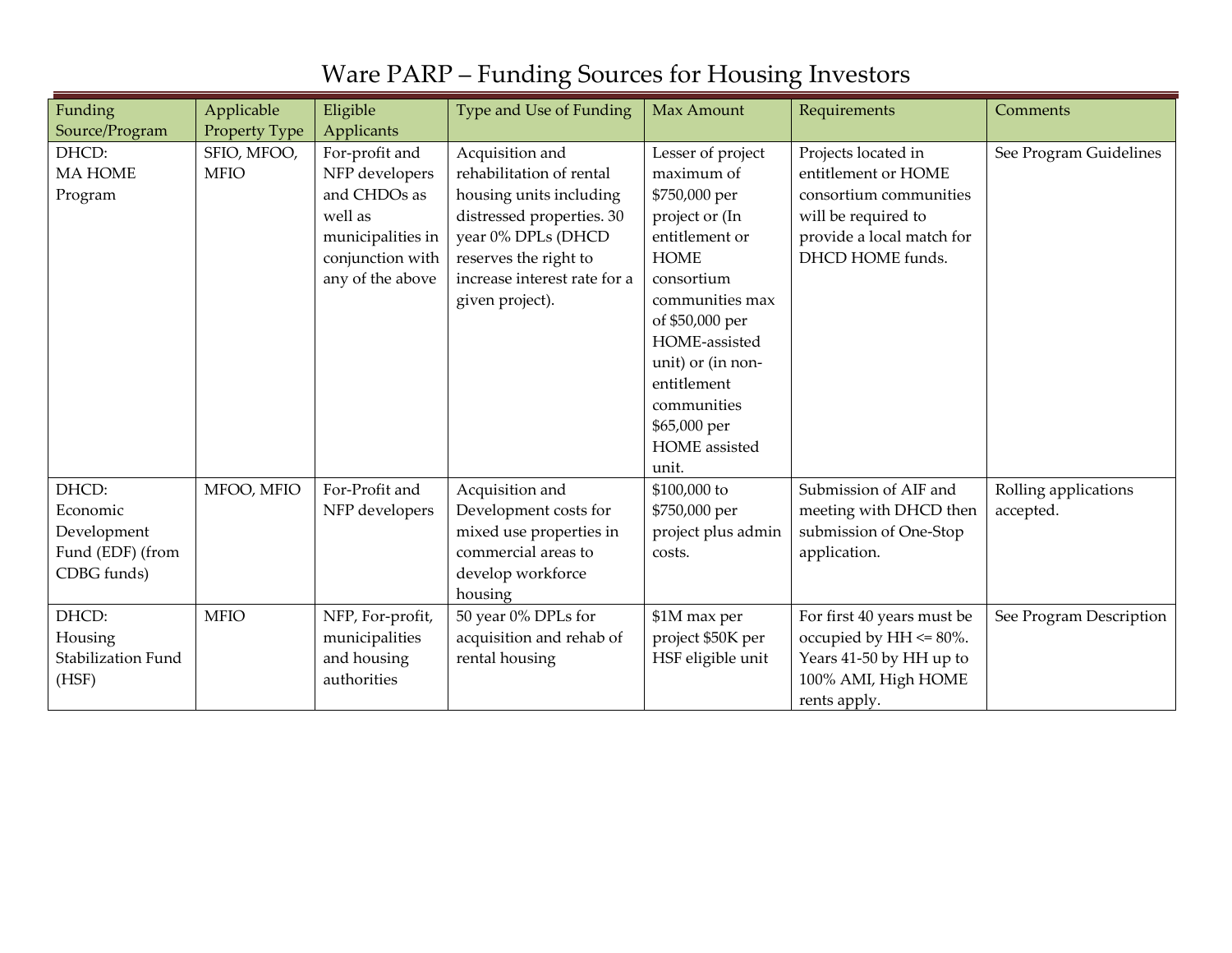# Ware PARP – Funding Sources for Housing Investors

| Funding Source/Program | Applicable Property Type | Eligible Applicants | Type and Use of Funding | Max Amount | Requirements | Comments |
|---|---|---|---|---|---|---|
| DHCD: MA HOME Program | SFIO, MFOO, MFIO | For-profit and NFP developers and CHDOs as well as municipalities in conjunction with any of the above | Acquisition and rehabilitation of rental housing units including distressed properties. 30 year 0% DPLs (DHCD reserves the right to increase interest rate for a given project). | Lesser of project maximum of $750,000 per project or (In entitlement or HOME consortium communities max of $50,000 per HOME-assisted unit) or (in non-entitlement communities $65,000 per HOME assisted unit. | Projects located in entitlement or HOME consortium communities will be required to provide a local match for DHCD HOME funds. | See Program Guidelines |
| DHCD: Economic Development Fund (EDF) (from CDBG funds) | MFOO, MFIO | For-Profit and NFP developers | Acquisition and Development costs for mixed use properties in commercial areas to develop workforce housing | $100,000 to $750,000 per project plus admin costs. | Submission of AIF and meeting with DHCD then submission of One-Stop application. | Rolling applications accepted. |
| DHCD: Housing Stabilization Fund (HSF) | MFIO | NFP, For-profit, municipalities and housing authorities | 50 year 0% DPLs for acquisition and rehab of rental housing | $1M max per project $50K per HSF eligible unit | For first 40 years must be occupied by HH <= 80%. Years 41-50 by HH up to 100% AMI, High HOME rents apply. | See Program Description |